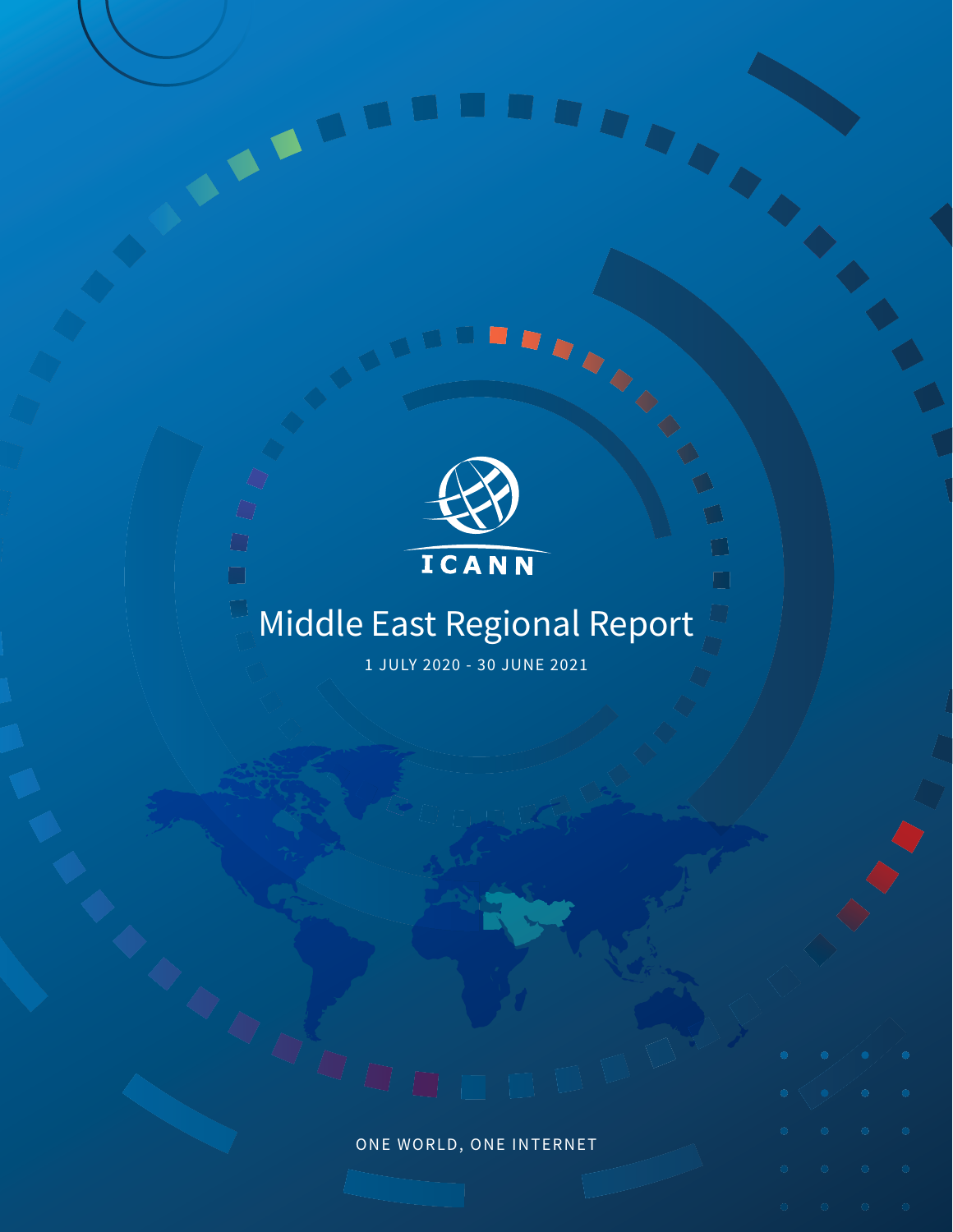ICANN

# Middle East Regional Report

1 JULY 2020 - 30 JUNE 2021

ONE WORLD, ONE INTERNET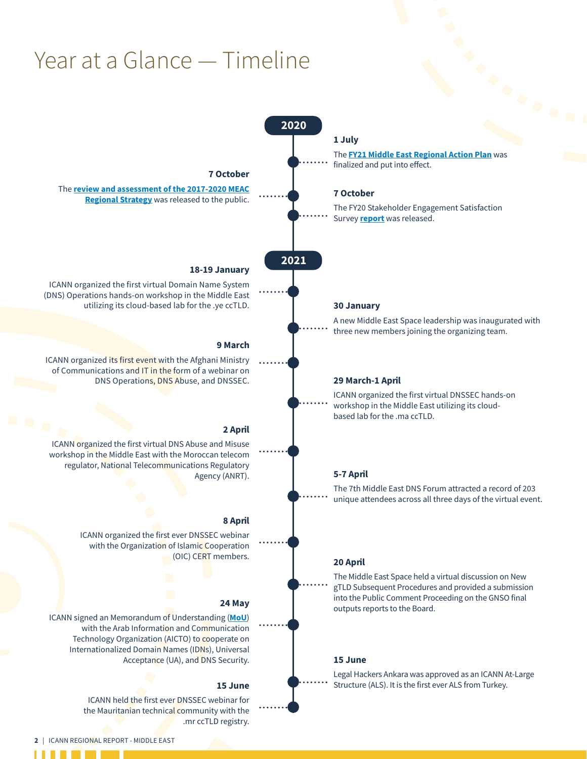# Year at a Glance — Timeline

## 2020

**1 July**

The **FY21 Middle East Regional Action Plan** was finalized and put into effect.

**7 October**

The **review and assessment of the 2017-2020 MEAC Regional Strategy** was released to the public.

**7 October**

The FY20 Stakeholder Engagement Satisfaction Survey **report** was released.

## 2021

**18-19 January**

ICANN organized the first virtual Domain Name System (DNS) Operations hands-on workshop in the Middle East utilizing its cloud-based lab for the .ye ccTLD.

**30 January**

A new Middle East Space leadership was inaugurated with three new members joining the organizing team.

**9 March**

ICANN organized its first event with the Afghani Ministry of Communications and IT in the form of a webinar on DNS Operations, DNS Abuse, and DNSSEC.

**29 March-1 April**

ICANN organized the first virtual DNSSEC hands-on workshop in the Middle East utilizing its cloud-based lab for the .ma ccTLD.

**2 April**

ICANN organized the first virtual DNS Abuse and Misuse workshop in the Middle East with the Moroccan telecom regulator, National Telecommunications Regulatory Agency (ANRT).

**5-7 April**

The 7th Middle East DNS Forum attracted a record of 203 unique attendees across all three days of the virtual event.

**8 April**

ICANN organized the first ever DNSSEC webinar with the Organization of Islamic Cooperation (OIC) CERT members.

**20 April**

The Middle East Space held a virtual discussion on New gTLD Subsequent Procedures and provided a submission into the Public Comment Proceeding on the GNSO final outputs reports to the Board.

**24 May**

ICANN signed an Memorandum of Understanding (**MoU**) with the Arab Information and Communication Technology Organization (AICTO) to cooperate on Internationalized Domain Names (IDNs), Universal Acceptance (UA), and DNS Security.

**15 June**

Legal Hackers Ankara was approved as an ICANN At-Large Structure (ALS). It is the first ever ALS from Turkey.

**15 June**

ICANN held the first ever DNSSEC webinar for the Mauritanian technical community with the .mr ccTLD registry.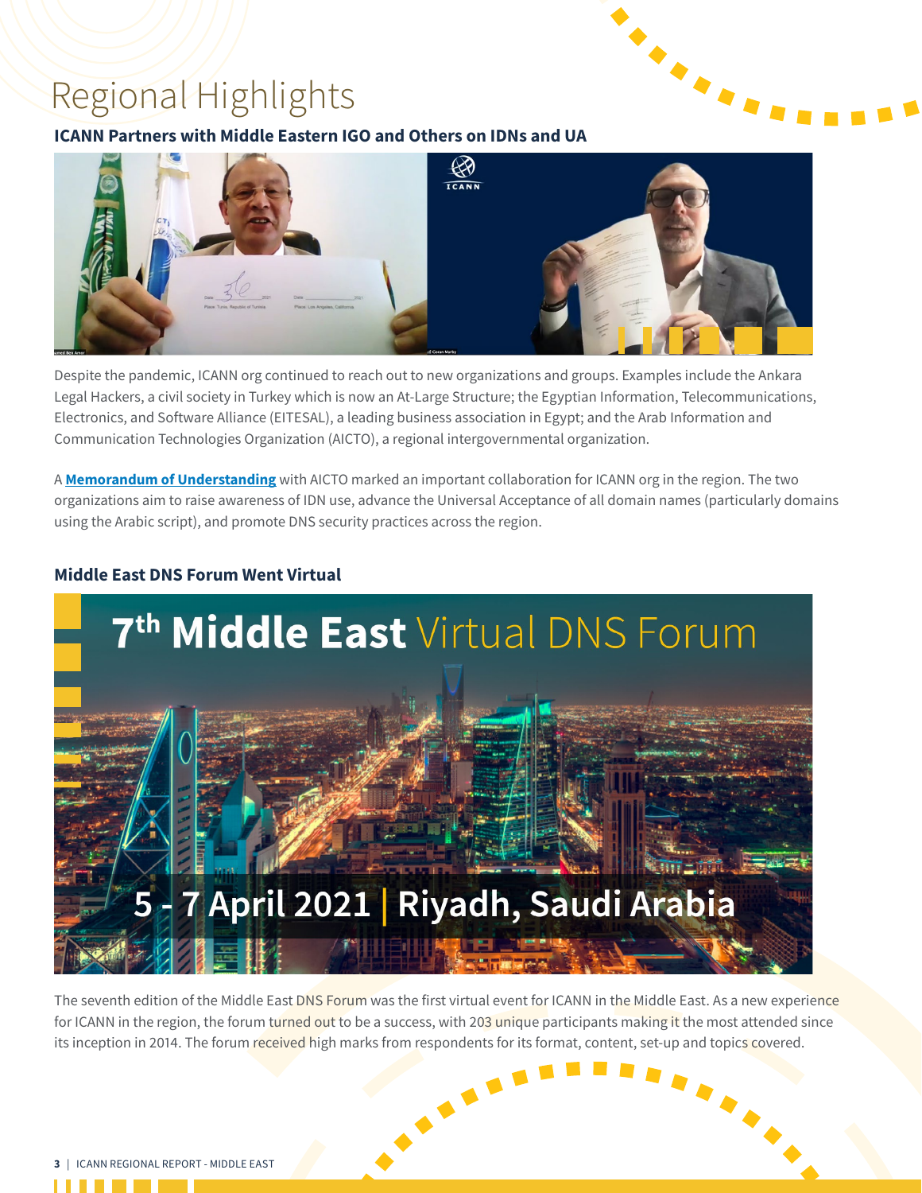# Regional Highlights

### ICANN Partners with Middle Eastern IGO and Others on IDNs and UA

Despite the pandemic, ICANN org continued to reach out to new organizations and groups. Examples include the Ankara Legal Hackers, a civil society in Turkey which is now an At-Large Structure; the Egyptian Information, Telecommunications, Electronics, and Software Alliance (EITESAL), a leading business association in Egypt; and the Arab Information and Communication Technologies Organization (AICTO), a regional intergovernmental organization.

A **Memorandum of Understanding** with AICTO marked an important collaboration for ICANN org in the region. The two organizations aim to raise awareness of IDN use, advance the Universal Acceptance of all domain names (particularly domains using the Arabic script), and promote DNS security practices across the region.

### Middle East DNS Forum Went Virtual

7th Middle East Virtual DNS Forum

5 - 7 April 2021 | Riyadh, Saudi Arabia

The seventh edition of the Middle East DNS Forum was the first virtual event for ICANN in the Middle East. As a new experience for ICANN in the region, the forum turned out to be a success, with 203 unique participants making it the most attended since its inception in 2014. The forum received high marks from respondents for its format, content, set-up and topics covered.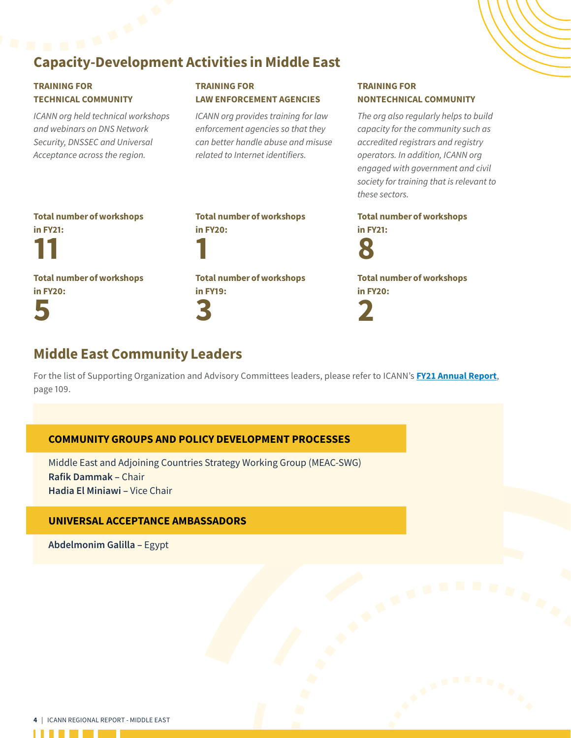## Capacity-Development Activities in Middle East

### TRAINING FOR TECHNICAL COMMUNITY

*ICANN org held technical workshops and webinars on DNS Network Security, DNSSEC and Universal Acceptance across the region.*

**Total number of workshops in FY21:**

**11**

**Total number of workshops in FY20:**

**5**

### TRAINING FOR LAW ENFORCEMENT AGENCIES

*ICANN org provides training for law enforcement agencies so that they can better handle abuse and misuse related to Internet identifiers.*

**Total number of workshops in FY20:**

**1**

**Total number of workshops in FY19:**

**3**

### TRAINING FOR NONTECHNICAL COMMUNITY

*The org also regularly helps to build capacity for the community such as accredited registrars and registry operators. In addition, ICANN org engaged with government and civil society for training that is relevant to these sectors.*

**Total number of workshops in FY21:**

**8**

**Total number of workshops in FY20:**

**2**

## Middle East Community Leaders

For the list of Supporting Organization and Advisory Committees leaders, please refer to ICANN's **FY21 Annual Report**, page 109.

### COMMUNITY GROUPS AND POLICY DEVELOPMENT PROCESSES

Middle East and Adjoining Countries Strategy Working Group (MEAC-SWG)
**Rafik Dammak** – Chair
**Hadia El Miniawi** – Vice Chair

### UNIVERSAL ACCEPTANCE AMBASSADORS

**Abdelmonim Galilla** – Egypt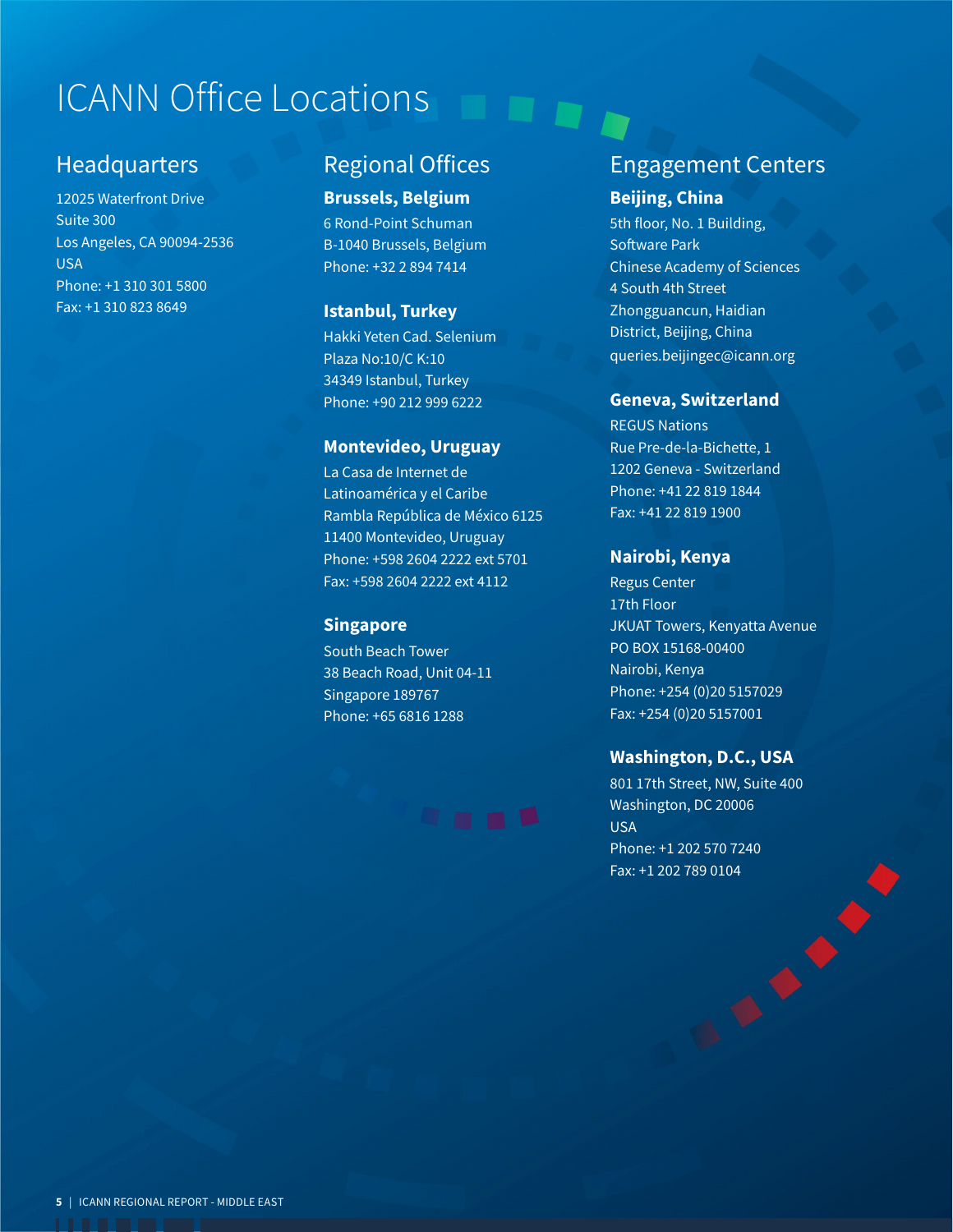# ICANN Office Locations

## Headquarters

12025 Waterfront Drive
Suite 300
Los Angeles, CA 90094-2536
USA
Phone: +1 310 301 5800
Fax: +1 310 823 8649

## Regional Offices

### Brussels, Belgium

6 Rond-Point Schuman
B-1040 Brussels, Belgium
Phone: +32 2 894 7414

### Istanbul, Turkey

Hakki Yeten Cad. Selenium
Plaza No:10/C K:10
34349 Istanbul, Turkey
Phone: +90 212 999 6222

### Montevideo, Uruguay

La Casa de Internet de
Latinoamérica y el Caribe
Rambla República de México 6125
11400 Montevideo, Uruguay
Phone: +598 2604 2222 ext 5701
Fax: +598 2604 2222 ext 4112

### Singapore

South Beach Tower
38 Beach Road, Unit 04-11
Singapore 189767
Phone: +65 6816 1288

## Engagement Centers

### Beijing, China

5th floor, No. 1 Building,
Software Park
Chinese Academy of Sciences
4 South 4th Street
Zhongguancun, Haidian
District, Beijing, China
queries.beijingec@icann.org

### Geneva, Switzerland

REGUS Nations
Rue Pre-de-la-Bichette, 1
1202 Geneva - Switzerland
Phone: +41 22 819 1844
Fax: +41 22 819 1900

### Nairobi, Kenya

Regus Center
17th Floor
JKUAT Towers, Kenyatta Avenue
PO BOX 15168-00400
Nairobi, Kenya
Phone: +254 (0)20 5157029
Fax: +254 (0)20 5157001

### Washington, D.C., USA

801 17th Street, NW, Suite 400
Washington, DC 20006
USA
Phone: +1 202 570 7240
Fax: +1 202 789 0104